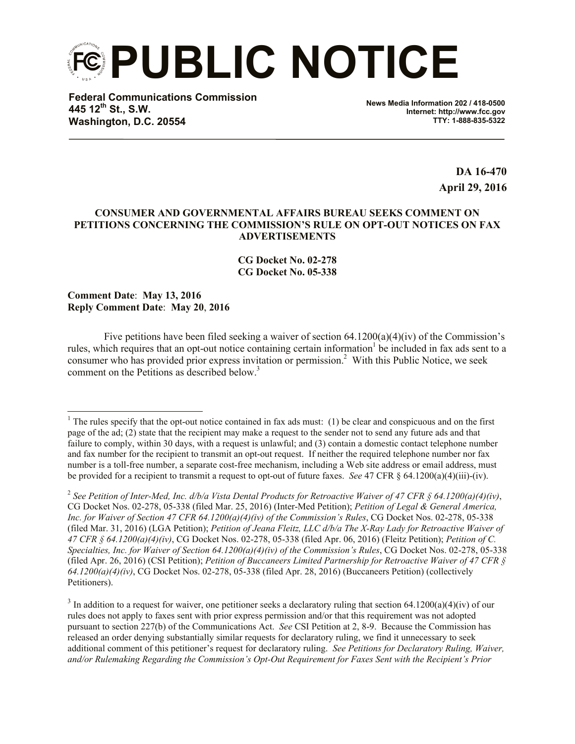# PUBLIC NOTICE

**Federal Communications Commission**
**445 12th St., S.W.**
**Washington, D.C. 20554**

**News Media Information 202 / 418-0500**
**Internet: http://www.fcc.gov**
**TTY: 1-888-835-5322**

**DA 16-470**
**April 29, 2016**

**CONSUMER AND GOVERNMENTAL AFFAIRS BUREAU SEEKS COMMENT ON PETITIONS CONCERNING THE COMMISSION'S RULE ON OPT-OUT NOTICES ON FAX ADVERTISEMENTS**

**CG Docket No. 02-278**
**CG Docket No. 05-338**

**Comment Date**: **May 13, 2016**
**Reply Comment Date**: **May 20**, **2016**

Five petitions have been filed seeking a waiver of section 64.1200(a)(4)(iv) of the Commission's rules, which requires that an opt-out notice containing certain information[1] be included in fax ads sent to a consumer who has provided prior express invitation or permission.[2] With this Public Notice, we seek comment on the Petitions as described below.[3]

---

[1] The rules specify that the opt-out notice contained in fax ads must: (1) be clear and conspicuous and on the first page of the ad; (2) state that the recipient may make a request to the sender not to send any future ads and that failure to comply, within 30 days, with a request is unlawful; and (3) contain a domestic contact telephone number and fax number for the recipient to transmit an opt-out request. If neither the required telephone number nor fax number is a toll-free number, a separate cost-free mechanism, including a Web site address or email address, must be provided for a recipient to transmit a request to opt-out of future faxes. *See* 47 CFR § 64.1200(a)(4)(iii)-(iv).

[2] *See Petition of Inter-Med, Inc. d/b/a Vista Dental Products for Retroactive Waiver of 47 CFR § 64.1200(a)(4)(iv)*, CG Docket Nos. 02-278, 05-338 (filed Mar. 25, 2016) (Inter-Med Petition); *Petition of Legal & General America, Inc. for Waiver of Section 47 CFR 64.1200(a)(4)(iv) of the Commission's Rules*, CG Docket Nos. 02-278, 05-338 (filed Mar. 31, 2016) (LGA Petition); *Petition of Jeana Fleitz, LLC d/b/a The X-Ray Lady for Retroactive Waiver of 47 CFR § 64.1200(a)(4)(iv)*, CG Docket Nos. 02-278, 05-338 (filed Apr. 06, 2016) (Fleitz Petition); *Petition of C. Specialties, Inc. for Waiver of Section 64.1200(a)(4)(iv) of the Commission's Rules*, CG Docket Nos. 02-278, 05-338 (filed Apr. 26, 2016) (CSI Petition); *Petition of Buccaneers Limited Partnership for Retroactive Waiver of 47 CFR § 64.1200(a)(4)(iv)*, CG Docket Nos. 02-278, 05-338 (filed Apr. 28, 2016) (Buccaneers Petition) (collectively Petitioners).

[3] In addition to a request for waiver, one petitioner seeks a declaratory ruling that section 64.1200(a)(4)(iv) of our rules does not apply to faxes sent with prior express permission and/or that this requirement was not adopted pursuant to section 227(b) of the Communications Act. *See* CSI Petition at 2, 8-9. Because the Commission has released an order denying substantially similar requests for declaratory ruling, we find it unnecessary to seek additional comment of this petitioner's request for declaratory ruling. *See Petitions for Declaratory Ruling, Waiver, and/or Rulemaking Regarding the Commission's Opt-Out Requirement for Faxes Sent with the Recipient's Prior*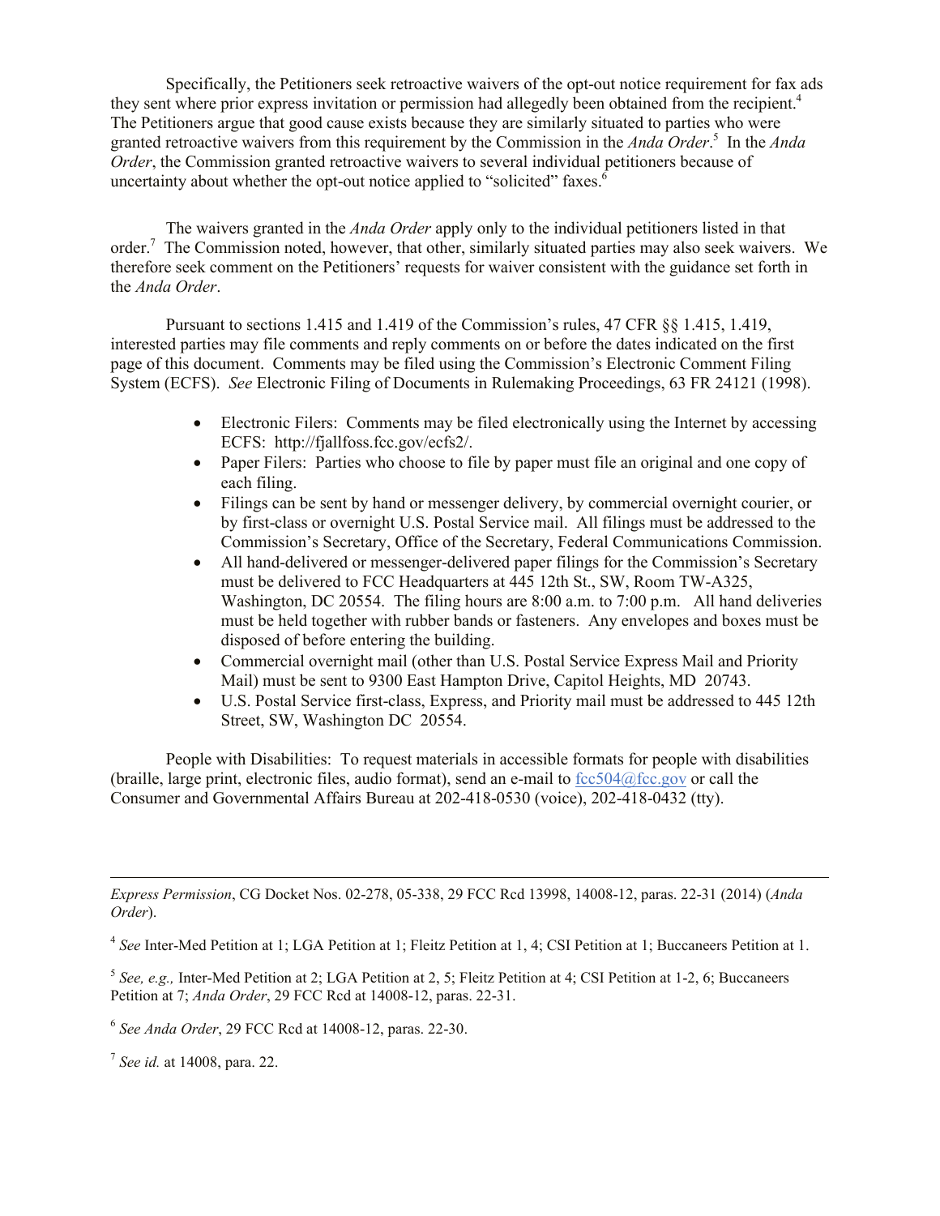Specifically, the Petitioners seek retroactive waivers of the opt-out notice requirement for fax ads they sent where prior express invitation or permission had allegedly been obtained from the recipient.[4] The Petitioners argue that good cause exists because they are similarly situated to parties who were granted retroactive waivers from this requirement by the Commission in the *Anda Order*.[5] In the *Anda Order*, the Commission granted retroactive waivers to several individual petitioners because of uncertainty about whether the opt-out notice applied to "solicited" faxes.[6]

The waivers granted in the *Anda Order* apply only to the individual petitioners listed in that order.[7] The Commission noted, however, that other, similarly situated parties may also seek waivers. We therefore seek comment on the Petitioners' requests for waiver consistent with the guidance set forth in the *Anda Order*.

Pursuant to sections 1.415 and 1.419 of the Commission's rules, 47 CFR §§ 1.415, 1.419, interested parties may file comments and reply comments on or before the dates indicated on the first page of this document. Comments may be filed using the Commission's Electronic Comment Filing System (ECFS). *See* Electronic Filing of Documents in Rulemaking Proceedings, 63 FR 24121 (1998).

- Electronic Filers: Comments may be filed electronically using the Internet by accessing ECFS: http://fjallfoss.fcc.gov/ecfs2/.
- Paper Filers: Parties who choose to file by paper must file an original and one copy of each filing.
- Filings can be sent by hand or messenger delivery, by commercial overnight courier, or by first-class or overnight U.S. Postal Service mail. All filings must be addressed to the Commission's Secretary, Office of the Secretary, Federal Communications Commission.
- All hand-delivered or messenger-delivered paper filings for the Commission's Secretary must be delivered to FCC Headquarters at 445 12th St., SW, Room TW-A325, Washington, DC 20554. The filing hours are 8:00 a.m. to 7:00 p.m. All hand deliveries must be held together with rubber bands or fasteners. Any envelopes and boxes must be disposed of before entering the building.
- Commercial overnight mail (other than U.S. Postal Service Express Mail and Priority Mail) must be sent to 9300 East Hampton Drive, Capitol Heights, MD 20743.
- U.S. Postal Service first-class, Express, and Priority mail must be addressed to 445 12th Street, SW, Washington DC 20554.

People with Disabilities: To request materials in accessible formats for people with disabilities (braille, large print, electronic files, audio format), send an e-mail to fcc504@fcc.gov or call the Consumer and Governmental Affairs Bureau at 202-418-0530 (voice), 202-418-0432 (tty).

---

*Express Permission*, CG Docket Nos. 02-278, 05-338, 29 FCC Rcd 13998, 14008-12, paras. 22-31 (2014) (*Anda Order*).

[4] *See* Inter-Med Petition at 1; LGA Petition at 1; Fleitz Petition at 1, 4; CSI Petition at 1; Buccaneers Petition at 1.

[5] *See, e.g.,* Inter-Med Petition at 2; LGA Petition at 2, 5; Fleitz Petition at 4; CSI Petition at 1-2, 6; Buccaneers Petition at 7; *Anda Order*, 29 FCC Rcd at 14008-12, paras. 22-31.

[6] *See Anda Order*, 29 FCC Rcd at 14008-12, paras. 22-30.

[7] *See id.* at 14008, para. 22.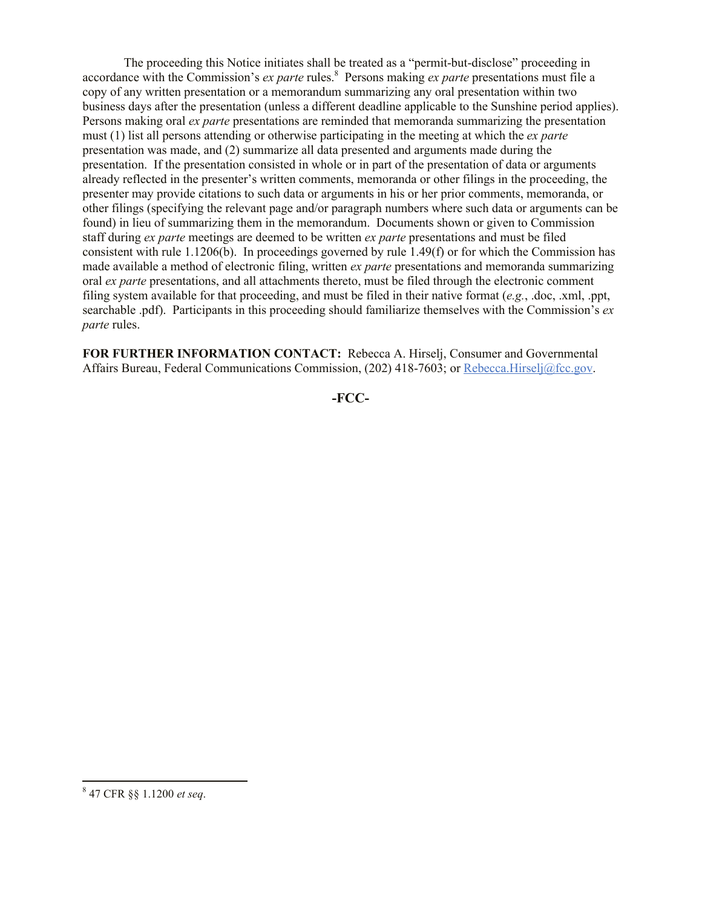The proceeding this Notice initiates shall be treated as a "permit-but-disclose" proceeding in accordance with the Commission's *ex parte* rules.[8] Persons making *ex parte* presentations must file a copy of any written presentation or a memorandum summarizing any oral presentation within two business days after the presentation (unless a different deadline applicable to the Sunshine period applies). Persons making oral *ex parte* presentations are reminded that memoranda summarizing the presentation must (1) list all persons attending or otherwise participating in the meeting at which the *ex parte* presentation was made, and (2) summarize all data presented and arguments made during the presentation. If the presentation consisted in whole or in part of the presentation of data or arguments already reflected in the presenter's written comments, memoranda or other filings in the proceeding, the presenter may provide citations to such data or arguments in his or her prior comments, memoranda, or other filings (specifying the relevant page and/or paragraph numbers where such data or arguments can be found) in lieu of summarizing them in the memorandum. Documents shown or given to Commission staff during *ex parte* meetings are deemed to be written *ex parte* presentations and must be filed consistent with rule 1.1206(b). In proceedings governed by rule 1.49(f) or for which the Commission has made available a method of electronic filing, written *ex parte* presentations and memoranda summarizing oral *ex parte* presentations, and all attachments thereto, must be filed through the electronic comment filing system available for that proceeding, and must be filed in their native format (*e.g.*, .doc, .xml, .ppt, searchable .pdf). Participants in this proceeding should familiarize themselves with the Commission's *ex parte* rules.

**FOR FURTHER INFORMATION CONTACT:** Rebecca A. Hirselj, Consumer and Governmental Affairs Bureau, Federal Communications Commission, (202) 418-7603; or Rebecca.Hirselj@fcc.gov.

**-FCC-**

[8] 47 CFR §§ 1.1200 *et seq*.